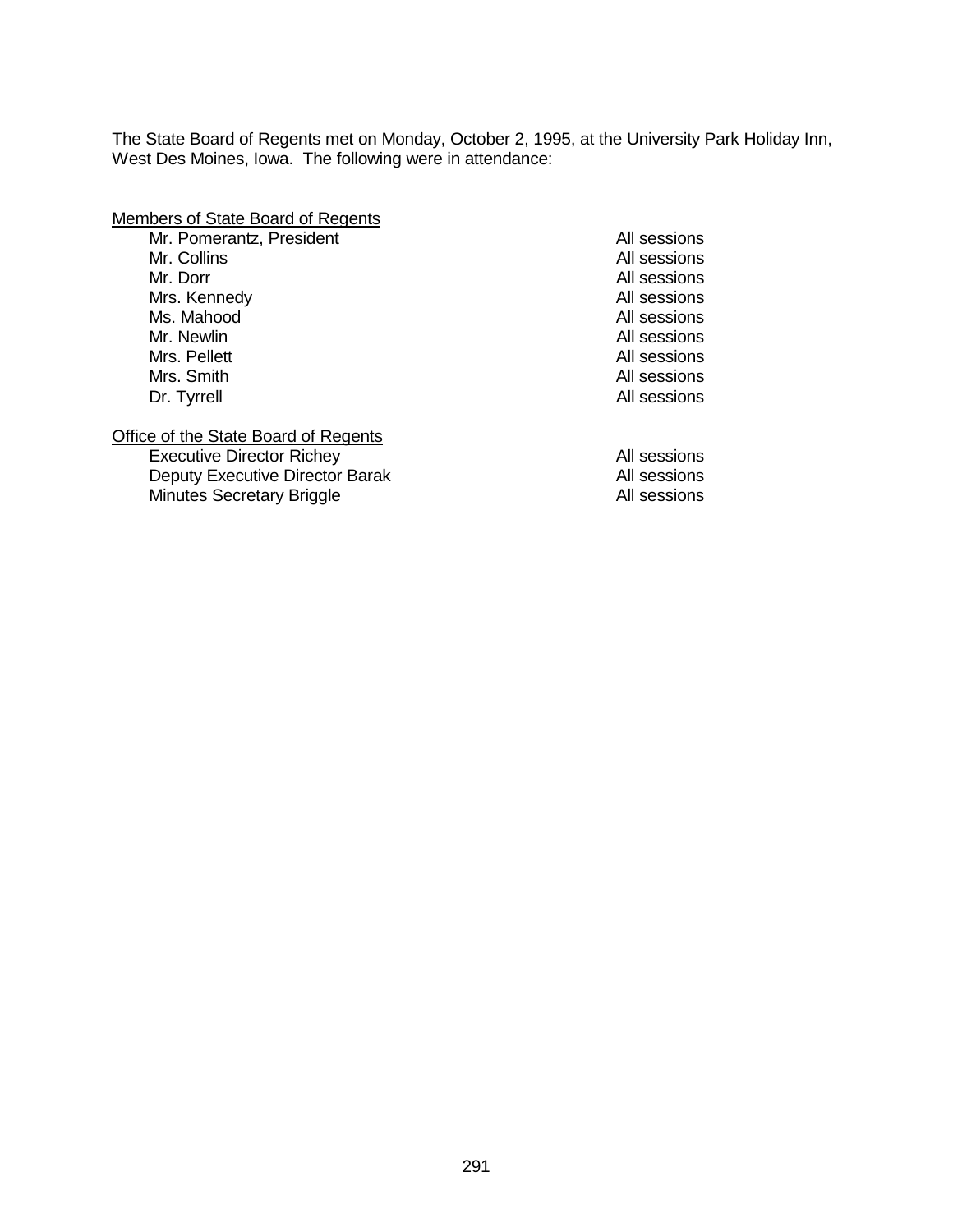The State Board of Regents met on Monday, October 2, 1995, at the University Park Holiday Inn, West Des Moines, Iowa. The following were in attendance:

| | |
|---|---|
| <u>Members of State Board of Regents</u> | |
| Mr. Pomerantz, President | All sessions |
| Mr. Collins | All sessions |
| Mr. Dorr | All sessions |
| Mrs. Kennedy | All sessions |
| Ms. Mahood | All sessions |
| Mr. Newlin | All sessions |
| Mrs. Pellett | All sessions |
| Mrs. Smith | All sessions |
| Dr. Tyrrell | All sessions |
| <u>Office of the State Board of Regents</u> | |
| Executive Director Richey | All sessions |
| Deputy Executive Director Barak | All sessions |
| Minutes Secretary Briggle | All sessions |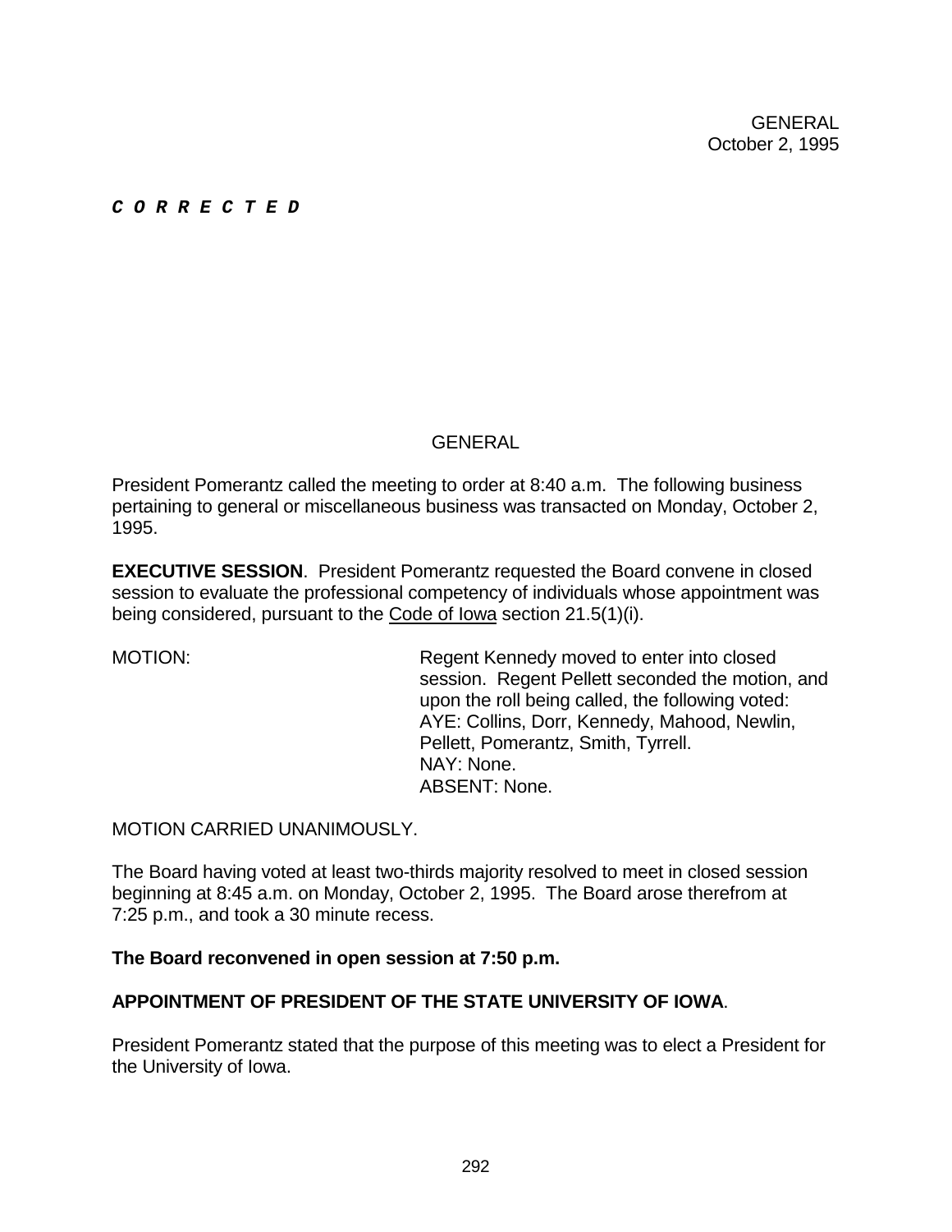GENERAL
October 2, 1995

***C O R R E C T E D***

## GENERAL

President Pomerantz called the meeting to order at 8:40 a.m. The following business pertaining to general or miscellaneous business was transacted on Monday, October 2, 1995.

**EXECUTIVE SESSION**. President Pomerantz requested the Board convene in closed session to evaluate the professional competency of individuals whose appointment was being considered, pursuant to the Code of Iowa section 21.5(1)(i).

MOTION: Regent Kennedy moved to enter into closed session. Regent Pellett seconded the motion, and upon the roll being called, the following voted:
AYE: Collins, Dorr, Kennedy, Mahood, Newlin, Pellett, Pomerantz, Smith, Tyrrell.
NAY: None.
ABSENT: None.

MOTION CARRIED UNANIMOUSLY.

The Board having voted at least two-thirds majority resolved to meet in closed session beginning at 8:45 a.m. on Monday, October 2, 1995. The Board arose therefrom at 7:25 p.m., and took a 30 minute recess.

**The Board reconvened in open session at 7:50 p.m.**

**APPOINTMENT OF PRESIDENT OF THE STATE UNIVERSITY OF IOWA**.

President Pomerantz stated that the purpose of this meeting was to elect a President for the University of Iowa.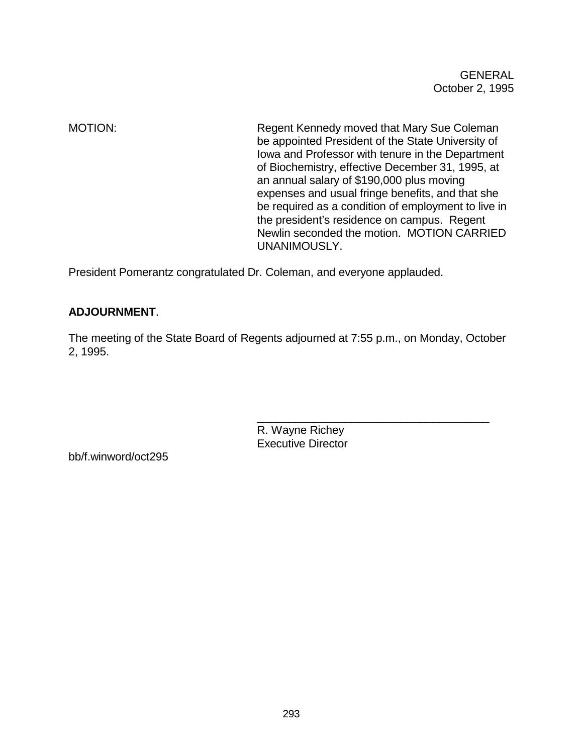GENERAL
October 2, 1995

MOTION: Regent Kennedy moved that Mary Sue Coleman be appointed President of the State University of Iowa and Professor with tenure in the Department of Biochemistry, effective December 31, 1995, at an annual salary of $190,000 plus moving expenses and usual fringe benefits, and that she be required as a condition of employment to live in the president's residence on campus. Regent Newlin seconded the motion. MOTION CARRIED UNANIMOUSLY.

President Pomerantz congratulated Dr. Coleman, and everyone applauded.

**ADJOURNMENT**.

The meeting of the State Board of Regents adjourned at 7:55 p.m., on Monday, October 2, 1995.

\_\_\_\_\_\_\_\_\_\_\_\_\_\_\_\_\_\_\_\_\_\_\_\_\_\_\_\_\_\_\_\_\_\_\_\_\_\_\_

R. Wayne Richey
Executive Director

bb/f.winword/oct295